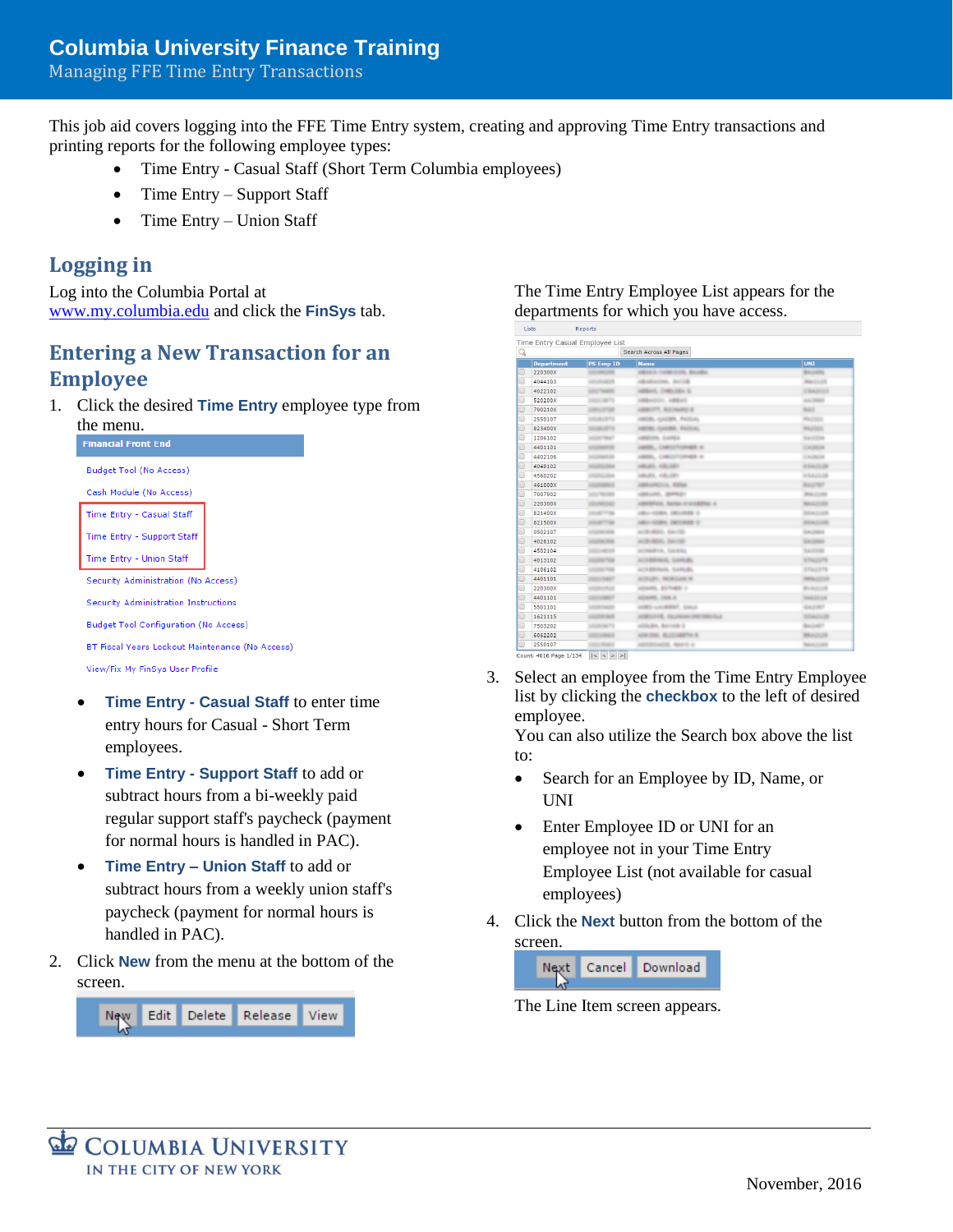# Columbia University Finance Training

Managing FFE Time Entry Transactions

This job aid covers logging into the FFE Time Entry system, creating and approving Time Entry transactions and printing reports for the following employee types:

- Time Entry - Casual Staff (Short Term Columbia employees)
- Time Entry – Support Staff
- Time Entry – Union Staff

## Logging in

Log into the Columbia Portal at www.my.columbia.edu and click the **FinSys** tab.

## Entering a New Transaction for an Employee

1. Click the desired **Time Entry** employee type from the menu.

   Financial Front End

   Budget Tool (No Access)
   Cash Module (No Access)
   Time Entry - Casual Staff
   Time Entry - Support Staff
   Time Entry - Union Staff
   Security Administration (No Access)
   Security Administration Instructions
   Budget Tool Configuration (No Access)
   BT Fiscal Years Lockout Maintenance (No Access)
   View/Fix My FinSys User Profile

   - **Time Entry - Casual Staff** to enter time entry hours for Casual - Short Term employees.
   - **Time Entry - Support Staff** to add or subtract hours from a bi-weekly paid regular support staff's paycheck (payment for normal hours is handled in PAC).
   - **Time Entry – Union Staff** to add or subtract hours from a weekly union staff's paycheck (payment for normal hours is handled in PAC).

2. Click **New** from the menu at the bottom of the screen.

   New | Edit | Delete | Release | View

   The Time Entry Employee List appears for the departments for which you have access.

3. Select an employee from the Time Entry Employee list by clicking the **checkbox** to the left of desired employee.

   You can also utilize the Search box above the list to:

   - Search for an Employee by ID, Name, or UNI
   - Enter Employee ID or UNI for an employee not in your Time Entry Employee List (not available for casual employees)

4. Click the **Next** button from the bottom of the screen.

   Next | Cancel | Download

   The Line Item screen appears.

November, 2016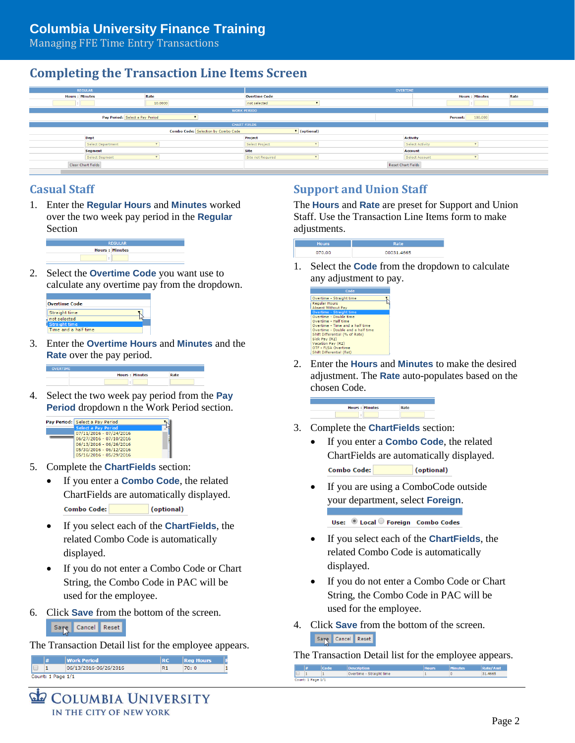# Completing the Transaction Line Items Screen

## Casual Staff

1. Enter the **Regular Hours** and **Minutes** worked over the two week pay period in the **Regular** Section
2. Select the **Overtime Code** you want use to calculate any overtime pay from the dropdown.
3. Enter the **Overtime Hours** and **Minutes** and the **Rate** over the pay period.
4. Select the two week pay period from the **Pay Period** dropdown n the Work Period section.
5. Complete the **ChartFields** section:
   - If you enter a **Combo Code**, the related ChartFields are automatically displayed.
   - If you select each of the **ChartFields**, the related Combo Code is automatically displayed.
   - If you do not enter a Combo Code or Chart String, the Combo Code in PAC will be used for the employee.
6. Click **Save** from the bottom of the screen.

The Transaction Detail list for the employee appears.

## Support and Union Staff

The **Hours** and **Rate** are preset for Support and Union Staff. Use the Transaction Line Items form to make adjustments.

1. Select the **Code** from the dropdown to calculate any adjustment to pay.
2. Enter the **Hours** and **Minutes** to make the desired adjustment. The **Rate** auto-populates based on the chosen Code.
3. Complete the **ChartFields** section:
   - If you enter a **Combo Code**, the related ChartFields are automatically displayed.
   - If you are using a ComboCode outside your department, select **Foreign**.
   - If you select each of the **ChartFields**, the related Combo Code is automatically displayed.
   - If you do not enter a Combo Code or Chart String, the Combo Code in PAC will be used for the employee.
4. Click **Save** from the bottom of the screen.

The Transaction Detail list for the employee appears.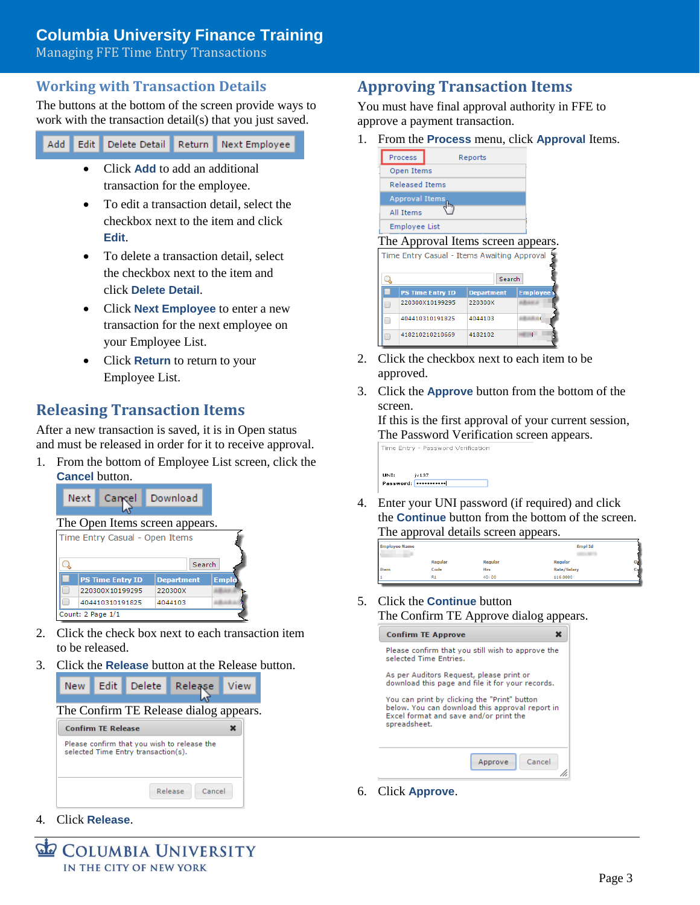## Working with Transaction Details

The buttons at the bottom of the screen provide ways to work with the transaction detail(s) that you just saved.

- Click **Add** to add an additional transaction for the employee.
- To edit a transaction detail, select the checkbox next to the item and click **Edit**.
- To delete a transaction detail, select the checkbox next to the item and click **Delete Detail**.
- Click **Next Employee** to enter a new transaction for the next employee on your Employee List.
- Click **Return** to return to your Employee List.

## Releasing Transaction Items

After a new transaction is saved, it is in Open status and must be released in order for it to receive approval.

1. From the bottom of Employee List screen, click the **Cancel** button.
   The Open Items screen appears.
2. Click the check box next to each transaction item to be released.
3. Click the **Release** button at the Release button.
   The Confirm TE Release dialog appears.
4. Click **Release**.

## Approving Transaction Items

You must have final approval authority in FFE to approve a payment transaction.

1. From the **Process** menu, click **Approval** Items.
   The Approval Items screen appears.
2. Click the checkbox next to each item to be approved.
3. Click the **Approve** button from the bottom of the screen.
   If this is the first approval of your current session, The Password Verification screen appears.
4. Enter your UNI password (if required) and click the **Continue** button from the bottom of the screen.
   The approval details screen appears.
5. Click the **Continue** button
   The Confirm TE Approve dialog appears.
6. Click **Approve**.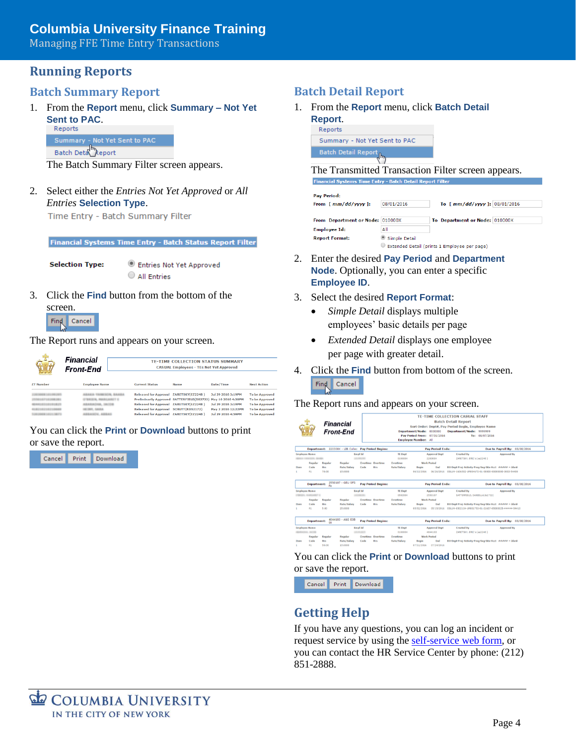# Columbia University Finance Training

Managing FFE Time Entry Transactions

## Running Reports

### Batch Summary Report

1. From the **Report** menu, click **Summary – Not Yet Sent to PAC**.

   The Batch Summary Filter screen appears.

2. Select either the *Entries Not Yet Approved* or *All Entries* **Selection Type**.

3. Click the **Find** button from the bottom of the screen.

The Report runs and appears on your screen.

You can click the **Print** or **Download** buttons to print or save the report.

### Batch Detail Report

1. From the **Report** menu, click **Batch Detail Report**.

   The Transmitted Transaction Filter screen appears.

2. Enter the desired **Pay Period** and **Department Node**. Optionally, you can enter a specific **Employee ID**.

3. Select the desired **Report Format**:
   - *Simple Detail* displays multiple employees' basic details per page
   - *Extended Detail* displays one employee per page with greater detail.

4. Click the **Find** button from bottom of the screen.

The Report runs and appears on your screen.

You can click the **Print** or **Download** buttons to print or save the report.

## Getting Help

If you have any questions, you can log an incident or request service by using the self-service web form, or you can contact the HR Service Center by phone: (212) 851-2888.